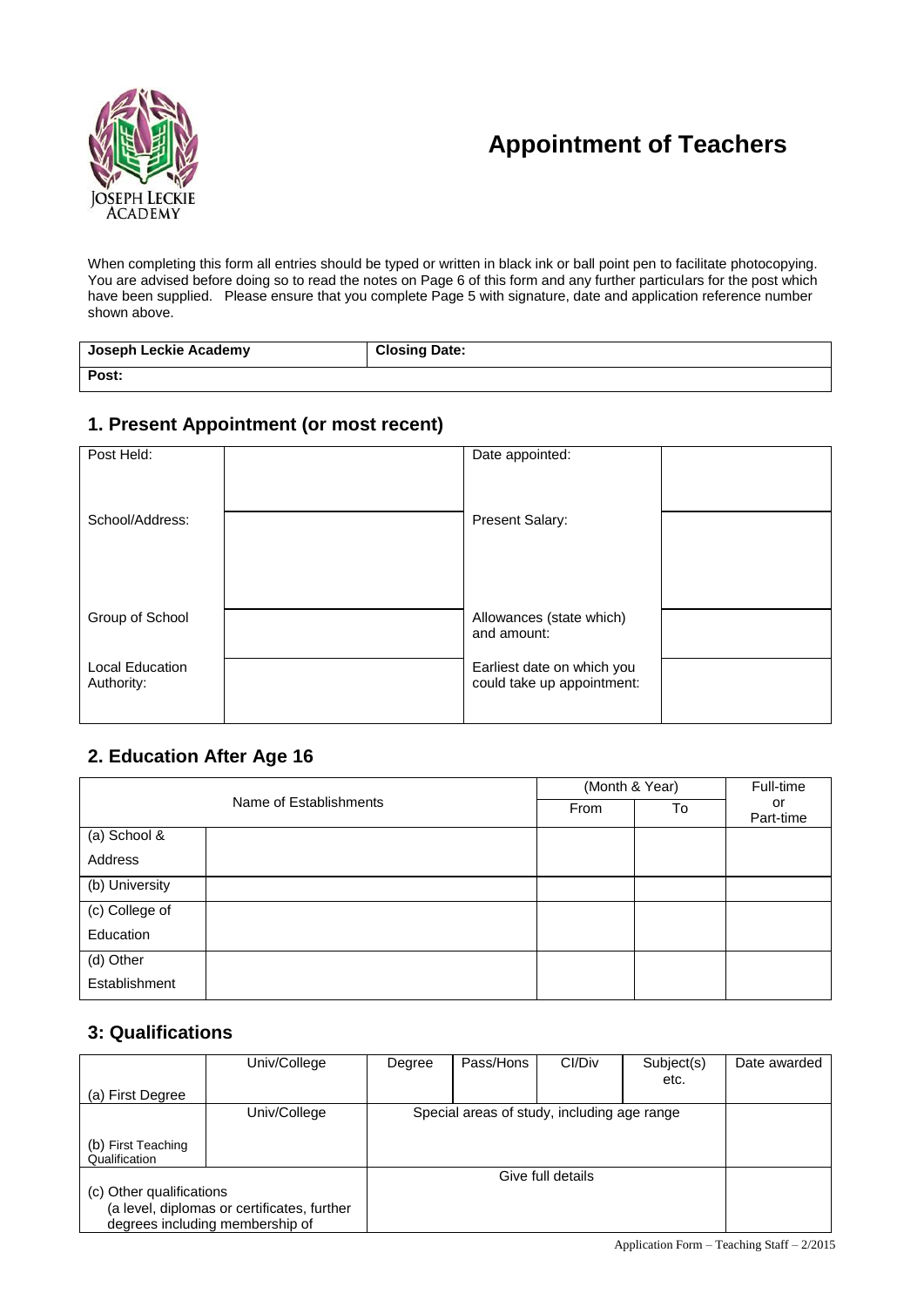JOSEPH LECKIE ACADEMY

# Appointment of Teachers

When completing this form all entries should be typed or written in black ink or ball point pen to facilitate photocopying. You are advised before doing so to read the notes on Page 6 of this form and any further particulars for the post which have been supplied. Please ensure that you complete Page 5 with signature, date and application reference number shown above.

| **Joseph Leckie Academy** | **Closing Date:** |
|---|---|
| **Post:** | |

## 1. Present Appointment (or most recent)

| | | | |
|---|---|---|---|
| Post Held: | | Date appointed: | |
| School/Address: | | Present Salary: | |
| Group of School | | Allowances (state which) and amount: | |
| Local Education Authority: | | Earliest date on which you could take up appointment: | |

## 2. Education After Age 16

| Name of Establishments | | (Month & Year) | | Full-time or Part-time |
|---|---|---|---|---|
| | | From | To | |
| (a) School & Address | | | | |
| (b) University | | | | |
| (c) College of Education | | | | |
| (d) Other Establishment | | | | |

## 3: Qualifications

| | Univ/College | Degree | Pass/Hons | Cl/Div | Subject(s) etc. | Date awarded |
|---|---|---|---|---|---|---|
| (a) First Degree | | | | | | |
| | Univ/College | Special areas of study, including age range | | | | |
| (b) First Teaching Qualification | | | | | | |
| (c) Other qualifications (a level, diplomas or certificates, further degrees including membership of | | Give full details | | | | |

Application Form – Teaching Staff – 2/2015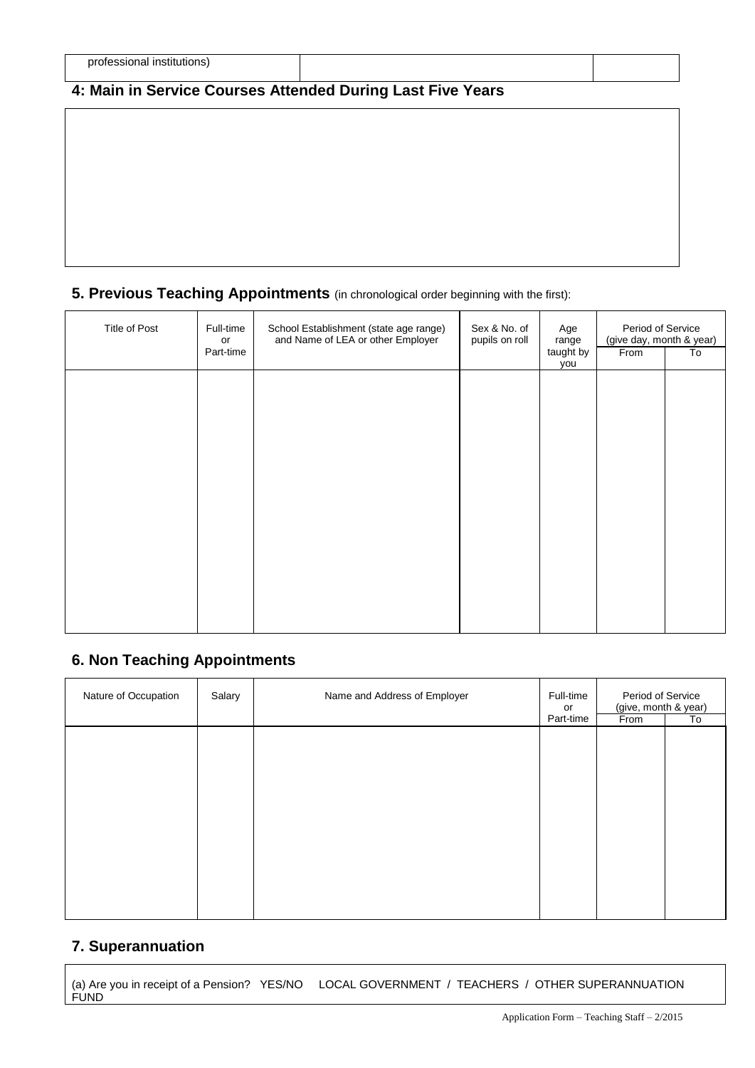| professional institutions) | | |
|---|---|---|

## 4: Main in Service Courses Attended During Last Five Years

| |
|---|
| |

## 5. Previous Teaching Appointments (in chronological order beginning with the first):

| Title of Post | Full-time or Part-time | School Establishment (state age range) and Name of LEA or other Employer | Sex & No. of pupils on roll | Age range taught by you | Period of Service (give day, month & year) | |
|---|---|---|---|---|---|---|
| | | | | | From | To |
| | | | | | | |

## 6. Non Teaching Appointments

| Nature of Occupation | Salary | Name and Address of Employer | Full-time or Part-time | Period of Service (give, month & year) | |
|---|---|---|---|---|---|
| | | | | From | To |
| | | | | | |

## 7. Superannuation

(a) Are you in receipt of a Pension? YES/NO LOCAL GOVERNMENT / TEACHERS / OTHER SUPERANNUATION FUND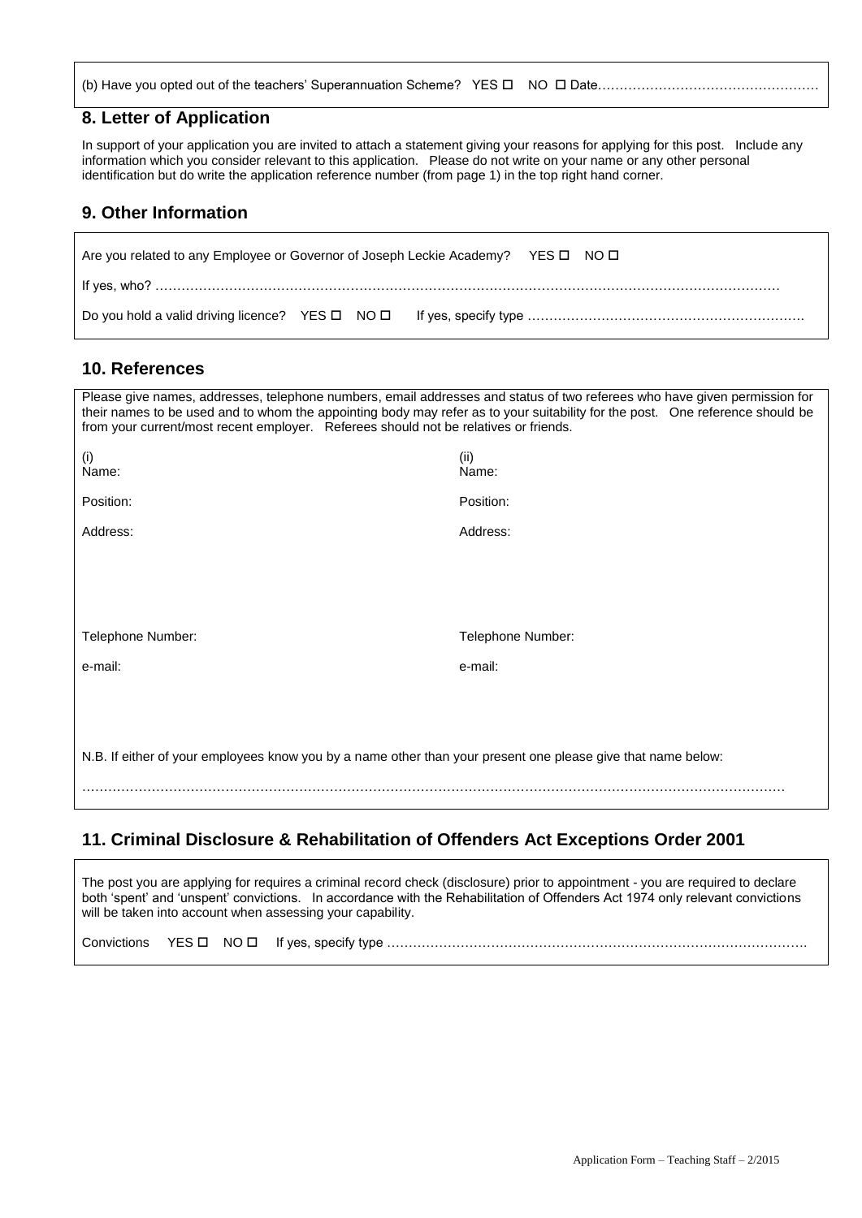(b) Have you opted out of the teachers' Superannuation Scheme? YES ☐ NO ☐ Date……………………………………………

## 8. Letter of Application

In support of your application you are invited to attach a statement giving your reasons for applying for this post. Include any information which you consider relevant to this application. Please do not write on your name or any other personal identification but do write the application reference number (from page 1) in the top right hand corner.

## 9. Other Information

Are you related to any Employee or Governor of Joseph Leckie Academy? YES ☐ NO ☐

If yes, who? ……………………………………………………………………………………………………………………………

Do you hold a valid driving licence? YES ☐ NO ☐ If yes, specify type ……………………………………………………….

## 10. References

Please give names, addresses, telephone numbers, email addresses and status of two referees who have given permission for their names to be used and to whom the appointing body may refer as to your suitability for the post. One reference should be from your current/most recent employer. Referees should not be relatives or friends.

| (i) | (ii) |
|---|---|
| Name: | Name: |
| Position: | Position: |
| Address: | Address: |
| Telephone Number: | Telephone Number: |
| e-mail: | e-mail: |

N.B. If either of your employees know you by a name other than your present one please give that name below:

……………………………………………………………………………………………………………………………………………

## 11. Criminal Disclosure & Rehabilitation of Offenders Act Exceptions Order 2001

The post you are applying for requires a criminal record check (disclosure) prior to appointment - you are required to declare both 'spent' and 'unspent' convictions. In accordance with the Rehabilitation of Offenders Act 1974 only relevant convictions will be taken into account when assessing your capability.

Convictions YES ☐ NO ☐ If yes, specify type …………………………………………………………………………………….

Application Form – Teaching Staff – 2/2015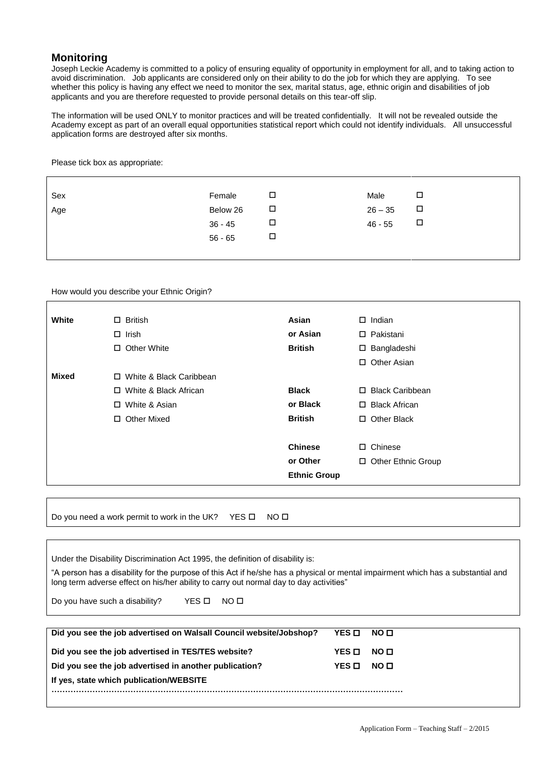## Monitoring

Joseph Leckie Academy is committed to a policy of ensuring equality of opportunity in employment for all, and to taking action to avoid discrimination. Job applicants are considered only on their ability to do the job for which they are applying. To see whether this policy is having any effect we need to monitor the sex, marital status, age, ethnic origin and disabilities of job applicants and you are therefore requested to provide personal details on this tear-off slip.

The information will be used ONLY to monitor practices and will be treated confidentially. It will not be revealed outside the Academy except as part of an overall equal opportunities statistical report which could not identify individuals. All unsuccessful application forms are destroyed after six months.

Please tick box as appropriate:

| | | | | |
|---|---|---|---|---|
| Sex | Female | ☐ | Male | ☐ |
| Age | Below 26 | ☐ | 26 – 35 | ☐ |
| | 36 - 45 | ☐ | 46 - 55 | ☐ |
| | 56 - 65 | ☐ | | |

How would you describe your Ethnic Origin?

| | | | |
|---|---|---|---|
| **White** | ☐ British | **Asian** | ☐ Indian |
| | ☐ Irish | **or Asian** | ☐ Pakistani |
| | ☐ Other White | **British** | ☐ Bangladeshi |
| | | | ☐ Other Asian |
| **Mixed** | ☐ White & Black Caribbean | | |
| | ☐ White & Black African | **Black** | ☐ Black Caribbean |
| | ☐ White & Asian | **or Black** | ☐ Black African |
| | ☐ Other Mixed | **British** | ☐ Other Black |
| | | **Chinese** | ☐ Chinese |
| | | **or Other** | ☐ Other Ethnic Group |
| | | **Ethnic Group** | |

Do you need a work permit to work in the UK? YES ☐ NO ☐

Under the Disability Discrimination Act 1995, the definition of disability is:

"A person has a disability for the purpose of this Act if he/she has a physical or mental impairment which has a substantial and long term adverse effect on his/her ability to carry out normal day to day activities"

Do you have such a disability? YES ☐ NO ☐

**Did you see the job advertised on Walsall Council website/Jobshop? YES ☐ NO ☐**

**Did you see the job advertised in TES/TES website? YES ☐ NO ☐**

**Did you see the job advertised in another publication? YES ☐ NO ☐**

**If yes, state which publication/WEBSITE**

**……………………………………………………………………………………………………………**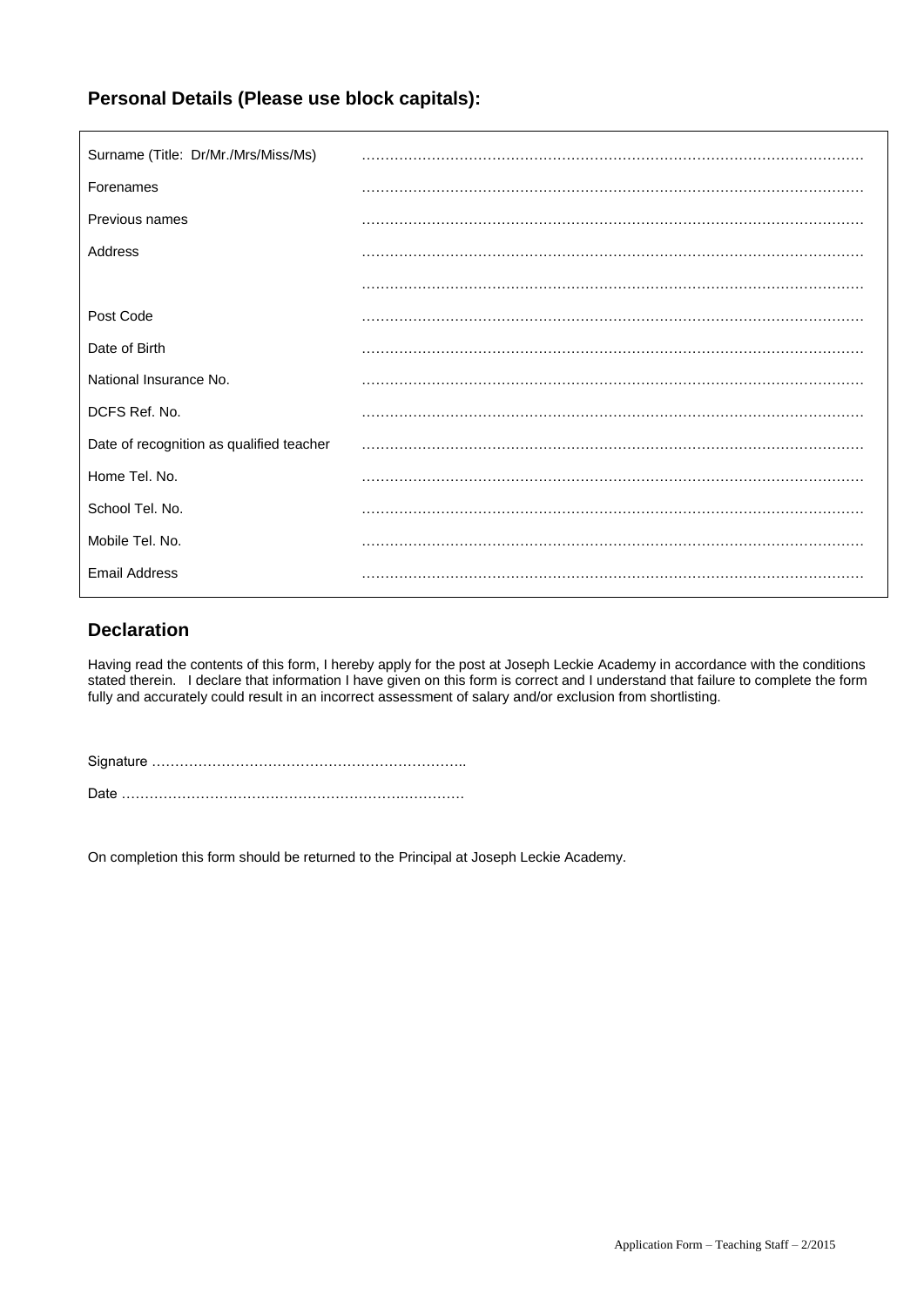## Personal Details (Please use block capitals):

| | |
|---|---|
| Surname (Title: Dr/Mr./Mrs/Miss/Ms) | ……………………………………………………………………………………………… |
| Forenames | ……………………………………………………………………………………………… |
| Previous names | ……………………………………………………………………………………………… |
| Address | ……………………………………………………………………………………………… |
| | ……………………………………………………………………………………………… |
| Post Code | ……………………………………………………………………………………………… |
| Date of Birth | ……………………………………………………………………………………………… |
| National Insurance No. | ……………………………………………………………………………………………… |
| DCFS Ref. No. | ……………………………………………………………………………………………… |
| Date of recognition as qualified teacher | ……………………………………………………………………………………………… |
| Home Tel. No. | ……………………………………………………………………………………………… |
| School Tel. No. | ……………………………………………………………………………………………… |
| Mobile Tel. No. | ……………………………………………………………………………………………… |
| Email Address | ……………………………………………………………………………………………… |

## Declaration

Having read the contents of this form, I hereby apply for the post at Joseph Leckie Academy in accordance with the conditions stated therein. I declare that information I have given on this form is correct and I understand that failure to complete the form fully and accurately could result in an incorrect assessment of salary and/or exclusion from shortlisting.

Signature …………………………………………………………..

Date ……………………………………………………….…………

On completion this form should be returned to the Principal at Joseph Leckie Academy.

Application Form – Teaching Staff – 2/2015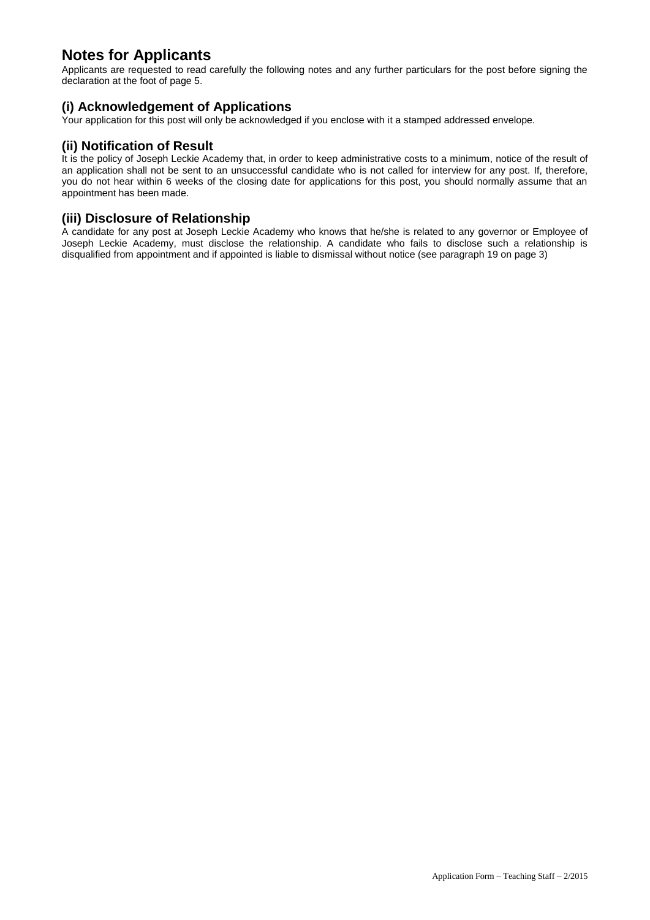# Notes for Applicants

Applicants are requested to read carefully the following notes and any further particulars for the post before signing the declaration at the foot of page 5.

## (i) Acknowledgement of Applications

Your application for this post will only be acknowledged if you enclose with it a stamped addressed envelope.

## (ii) Notification of Result

It is the policy of Joseph Leckie Academy that, in order to keep administrative costs to a minimum, notice of the result of an application shall not be sent to an unsuccessful candidate who is not called for interview for any post. If, therefore, you do not hear within 6 weeks of the closing date for applications for this post, you should normally assume that an appointment has been made.

## (iii) Disclosure of Relationship

A candidate for any post at Joseph Leckie Academy who knows that he/she is related to any governor or Employee of Joseph Leckie Academy, must disclose the relationship. A candidate who fails to disclose such a relationship is disqualified from appointment and if appointed is liable to dismissal without notice (see paragraph 19 on page 3)